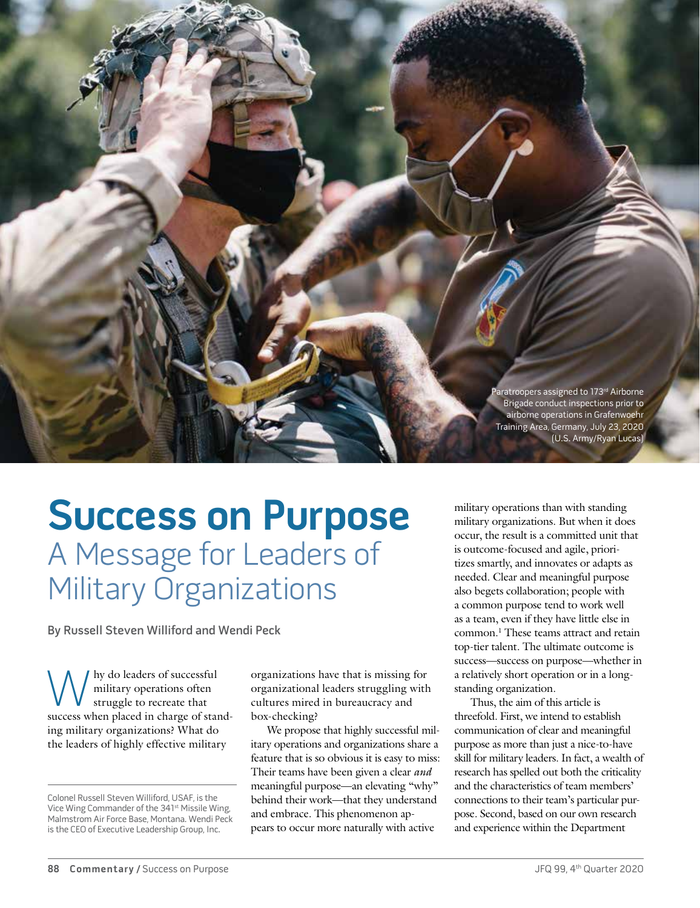Paratroopers assigned to 173rd Airborne Brigade conduct inspections prior to airborne operations in Grafenwoehr Training Area, Germany, July 23, 2020 (U.S. Army/Ryan Lucas)

# Success on Purpose

## A Message for Leaders of Military Organizations

By Russell Steven Williford and Wendi Peck

Colonel Russell Steven Williford, USAF, is the Vice Wing Commander of the 341st Missile Wing, Malmstrom Air Force Base, Montana. Wendi Peck is the CEO of Executive Leadership Group, Inc.

Why do leaders of successful military operations often struggle to recreate that success when placed in charge of standing military organizations? What do the leaders of highly effective military organizations have that is missing for organizational leaders struggling with cultures mired in bureaucracy and box-checking?

We propose that highly successful military operations and organizations share a feature that is so obvious it is easy to miss: Their teams have been given a clear *and* meaningful purpose—an elevating "why" behind their work—that they understand and embrace. This phenomenon appears to occur more naturally with active military operations than with standing military organizations. But when it does occur, the result is a committed unit that is outcome-focused and agile, prioritizes smartly, and innovates or adapts as needed. Clear and meaningful purpose also begets collaboration; people with a common purpose tend to work well as a team, even if they have little else in common.[1] These teams attract and retain top-tier talent. The ultimate outcome is success—success on purpose—whether in a relatively short operation or in a long-standing organization.

Thus, the aim of this article is threefold. First, we intend to establish communication of clear and meaningful purpose as more than just a nice-to-have skill for military leaders. In fact, a wealth of research has spelled out both the criticality and the characteristics of team members' connections to their team's particular purpose. Second, based on our own research and experience within the Department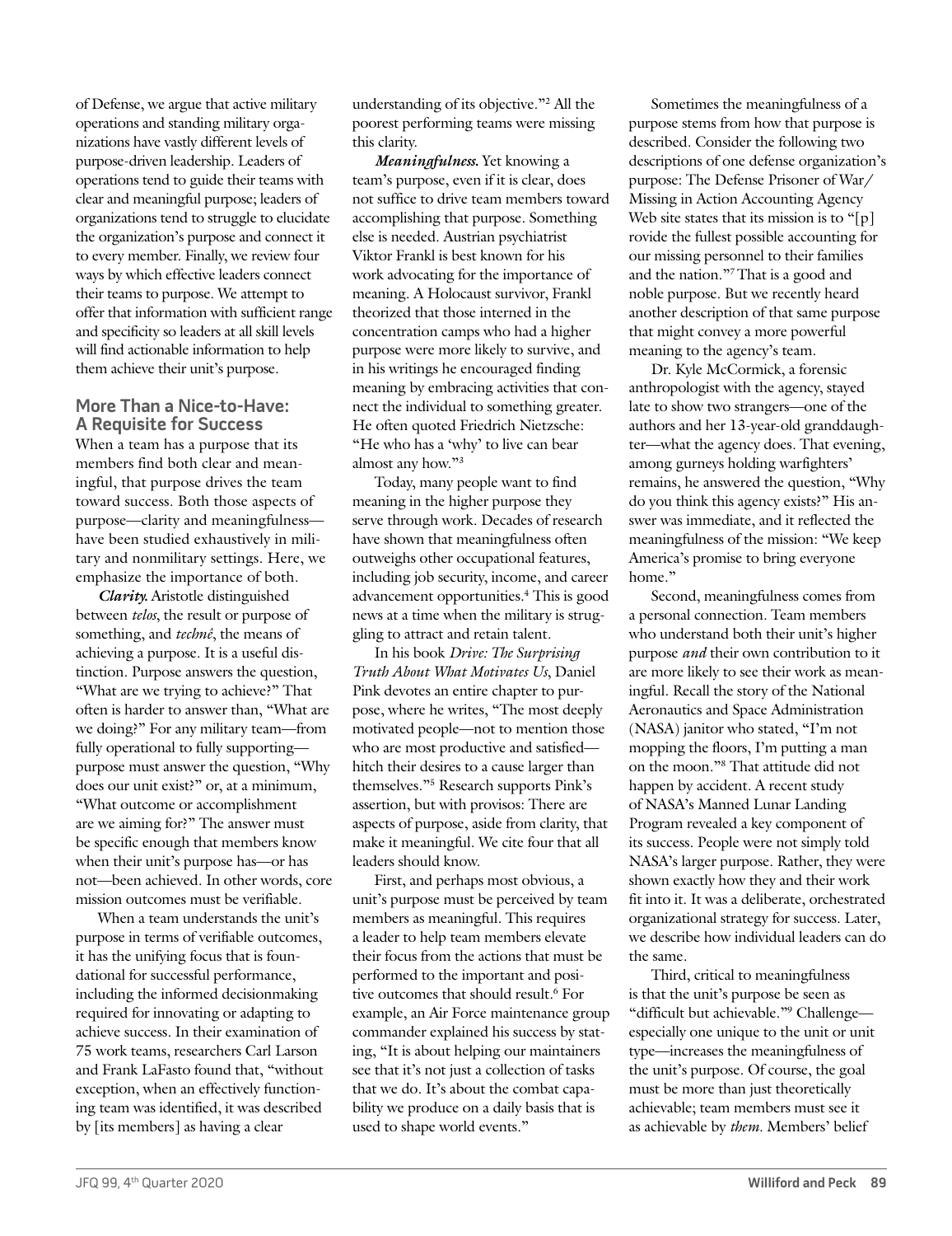of Defense, we argue that active military operations and standing military organizations have vastly different levels of purpose-driven leadership. Leaders of operations tend to guide their teams with clear and meaningful purpose; leaders of organizations tend to struggle to elucidate the organization's purpose and connect it to every member. Finally, we review four ways by which effective leaders connect their teams to purpose. We attempt to offer that information with sufficient range and specificity so leaders at all skill levels will find actionable information to help them achieve their unit's purpose.

## More Than a Nice-to-Have: A Requisite for Success

When a team has a purpose that its members find both clear and meaningful, that purpose drives the team toward success. Both those aspects of purpose—clarity and meaningfulness—have been studied exhaustively in military and nonmilitary settings. Here, we emphasize the importance of both.

***Clarity.*** Aristotle distinguished between *telos*, the result or purpose of something, and *technê*, the means of achieving a purpose. It is a useful distinction. Purpose answers the question, "What are we trying to achieve?" That often is harder to answer than, "What are we doing?" For any military team—from fully operational to fully supporting—purpose must answer the question, "Why does our unit exist?" or, at a minimum, "What outcome or accomplishment are we aiming for?" The answer must be specific enough that members know when their unit's purpose has—or has not—been achieved. In other words, core mission outcomes must be verifiable.

When a team understands the unit's purpose in terms of verifiable outcomes, it has the unifying focus that is foundational for successful performance, including the informed decisionmaking required for innovating or adapting to achieve success. In their examination of 75 work teams, researchers Carl Larson and Frank LaFasto found that, "without exception, when an effectively functioning team was identified, it was described by [its members] as having a clear understanding of its objective."[2] All the poorest performing teams were missing this clarity.

***Meaningfulness.*** Yet knowing a team's purpose, even if it is clear, does not suffice to drive team members toward accomplishing that purpose. Something else is needed. Austrian psychiatrist Viktor Frankl is best known for his work advocating for the importance of meaning. A Holocaust survivor, Frankl theorized that those interned in the concentration camps who had a higher purpose were more likely to survive, and in his writings he encouraged finding meaning by embracing activities that connect the individual to something greater. He often quoted Friedrich Nietzsche: "He who has a 'why' to live can bear almost any how."[3]

Today, many people want to find meaning in the higher purpose they serve through work. Decades of research have shown that meaningfulness often outweighs other occupational features, including job security, income, and career advancement opportunities.[4] This is good news at a time when the military is struggling to attract and retain talent.

In his book *Drive: The Surprising Truth About What Motivates Us*, Daniel Pink devotes an entire chapter to purpose, where he writes, "The most deeply motivated people—not to mention those who are most productive and satisfied—hitch their desires to a cause larger than themselves."[5] Research supports Pink's assertion, but with provisos: There are aspects of purpose, aside from clarity, that make it meaningful. We cite four that all leaders should know.

First, and perhaps most obvious, a unit's purpose must be perceived by team members as meaningful. This requires a leader to help team members elevate their focus from the actions that must be performed to the important and positive outcomes that should result.[6] For example, an Air Force maintenance group commander explained his success by stating, "It is about helping our maintainers see that it's not just a collection of tasks that we do. It's about the combat capability we produce on a daily basis that is used to shape world events."

Sometimes the meaningfulness of a purpose stems from how that purpose is described. Consider the following two descriptions of one defense organization's purpose: The Defense Prisoner of War/Missing in Action Accounting Agency Web site states that its mission is to "[p]rovide the fullest possible accounting for our missing personnel to their families and the nation."[7] That is a good and noble purpose. But we recently heard another description of that same purpose that might convey a more powerful meaning to the agency's team.

Dr. Kyle McCormick, a forensic anthropologist with the agency, stayed late to show two strangers—one of the authors and her 13-year-old granddaughter—what the agency does. That evening, among gurneys holding warfighters' remains, he answered the question, "Why do you think this agency exists?" His answer was immediate, and it reflected the meaningfulness of the mission: "We keep America's promise to bring everyone home."

Second, meaningfulness comes from a personal connection. Team members who understand both their unit's higher purpose *and* their own contribution to it are more likely to see their work as meaningful. Recall the story of the National Aeronautics and Space Administration (NASA) janitor who stated, "I'm not mopping the floors, I'm putting a man on the moon."[8] That attitude did not happen by accident. A recent study of NASA's Manned Lunar Landing Program revealed a key component of its success. People were not simply told NASA's larger purpose. Rather, they were shown exactly how they and their work fit into it. It was a deliberate, orchestrated organizational strategy for success. Later, we describe how individual leaders can do the same.

Third, critical to meaningfulness is that the unit's purpose be seen as "difficult but achievable."[9] Challenge—especially one unique to the unit or unit type—increases the meaningfulness of the unit's purpose. Of course, the goal must be more than just theoretically achievable; team members must see it as achievable by *them*. Members' belief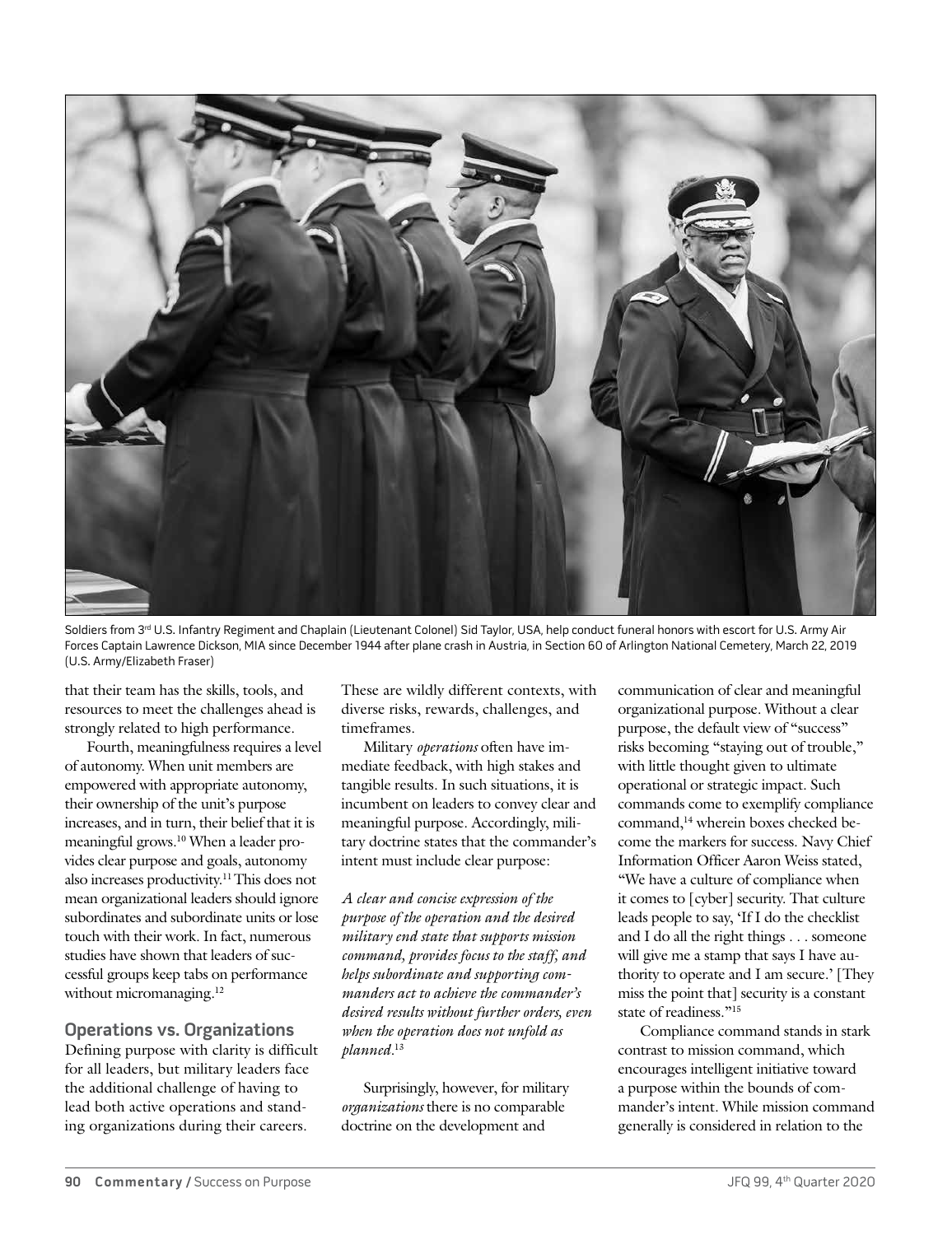Soldiers from 3rd U.S. Infantry Regiment and Chaplain (Lieutenant Colonel) Sid Taylor, USA, help conduct funeral honors with escort for U.S. Army Air Forces Captain Lawrence Dickson, MIA since December 1944 after plane crash in Austria, in Section 60 of Arlington National Cemetery, March 22, 2019 (U.S. Army/Elizabeth Fraser)

that their team has the skills, tools, and resources to meet the challenges ahead is strongly related to high performance.

Fourth, meaningfulness requires a level of autonomy. When unit members are empowered with appropriate autonomy, their ownership of the unit's purpose increases, and in turn, their belief that it is meaningful grows.[10] When a leader provides clear purpose and goals, autonomy also increases productivity.[11] This does not mean organizational leaders should ignore subordinates and subordinate units or lose touch with their work. In fact, numerous studies have shown that leaders of successful groups keep tabs on performance without micromanaging.[12]

## Operations vs. Organizations

Defining purpose with clarity is difficult for all leaders, but military leaders face the additional challenge of having to lead both active operations and standing organizations during their careers. These are wildly different contexts, with diverse risks, rewards, challenges, and timeframes.

Military *operations* often have immediate feedback, with high stakes and tangible results. In such situations, it is incumbent on leaders to convey clear and meaningful purpose. Accordingly, military doctrine states that the commander's intent must include clear purpose:

*A clear and concise expression of the purpose of the operation and the desired military end state that supports mission command, provides focus to the staff, and helps subordinate and supporting commanders act to achieve the commander's desired results without further orders, even when the operation does not unfold as planned.*[13]

Surprisingly, however, for military *organizations* there is no comparable doctrine on the development and communication of clear and meaningful organizational purpose. Without a clear purpose, the default view of "success" risks becoming "staying out of trouble," with little thought given to ultimate operational or strategic impact. Such commands come to exemplify compliance command,[14] wherein boxes checked become the markers for success. Navy Chief Information Officer Aaron Weiss stated, "We have a culture of compliance when it comes to [cyber] security. That culture leads people to say, 'If I do the checklist and I do all the right things . . . someone will give me a stamp that says I have authority to operate and I am secure.' [They miss the point that] security is a constant state of readiness."[15]

Compliance command stands in stark contrast to mission command, which encourages intelligent initiative toward a purpose within the bounds of commander's intent. While mission command generally is considered in relation to the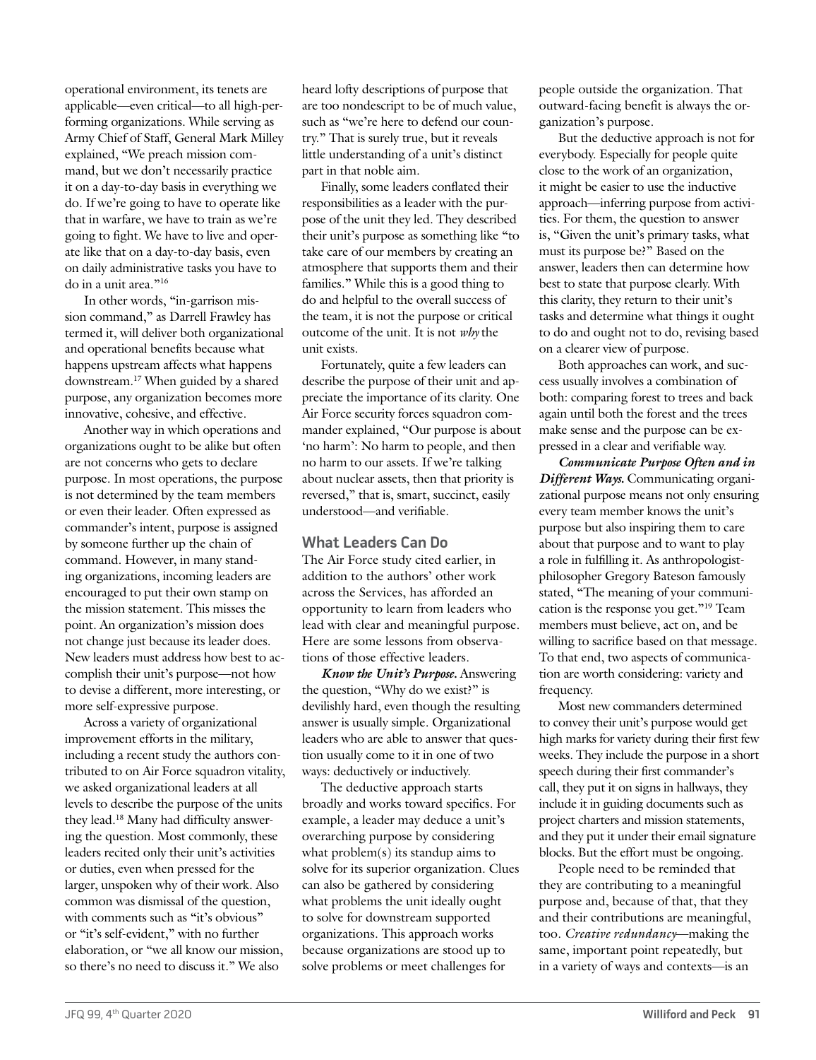operational environment, its tenets are applicable—even critical—to all high-performing organizations. While serving as Army Chief of Staff, General Mark Milley explained, "We preach mission command, but we don't necessarily practice it on a day-to-day basis in everything we do. If we're going to have to operate like that in warfare, we have to train as we're going to fight. We have to live and operate like that on a day-to-day basis, even on daily administrative tasks you have to do in a unit area."[16]

In other words, "in-garrison mission command," as Darrell Frawley has termed it, will deliver both organizational and operational benefits because what happens upstream affects what happens downstream.[17] When guided by a shared purpose, any organization becomes more innovative, cohesive, and effective.

Another way in which operations and organizations ought to be alike but often are not concerns who gets to declare purpose. In most operations, the purpose is not determined by the team members or even their leader. Often expressed as commander's intent, purpose is assigned by someone further up the chain of command. However, in many standing organizations, incoming leaders are encouraged to put their own stamp on the mission statement. This misses the point. An organization's mission does not change just because its leader does. New leaders must address how best to accomplish their unit's purpose—not how to devise a different, more interesting, or more self-expressive purpose.

Across a variety of organizational improvement efforts in the military, including a recent study the authors contributed to on Air Force squadron vitality, we asked organizational leaders at all levels to describe the purpose of the units they lead.[18] Many had difficulty answering the question. Most commonly, these leaders recited only their unit's activities or duties, even when pressed for the larger, unspoken why of their work. Also common was dismissal of the question, with comments such as "it's obvious" or "it's self-evident," with no further elaboration, or "we all know our mission, so there's no need to discuss it." We also heard lofty descriptions of purpose that are too nondescript to be of much value, such as "we're here to defend our country." That is surely true, but it reveals little understanding of a unit's distinct part in that noble aim.

Finally, some leaders conflated their responsibilities as a leader with the purpose of the unit they led. They described their unit's purpose as something like "to take care of our members by creating an atmosphere that supports them and their families." While this is a good thing to do and helpful to the overall success of the team, it is not the purpose or critical outcome of the unit. It is not *why* the unit exists.

Fortunately, quite a few leaders can describe the purpose of their unit and appreciate the importance of its clarity. One Air Force security forces squadron commander explained, "Our purpose is about 'no harm': No harm to people, and then no harm to our assets. If we're talking about nuclear assets, then that priority is reversed," that is, smart, succinct, easily understood—and verifiable.

## What Leaders Can Do

The Air Force study cited earlier, in addition to the authors' other work across the Services, has afforded an opportunity to learn from leaders who lead with clear and meaningful purpose. Here are some lessons from observations of those effective leaders.

***Know the Unit's Purpose.*** Answering the question, "Why do we exist?" is devilishly hard, even though the resulting answer is usually simple. Organizational leaders who are able to answer that question usually come to it in one of two ways: deductively or inductively.

The deductive approach starts broadly and works toward specifics. For example, a leader may deduce a unit's overarching purpose by considering what problem(s) its standup aims to solve for its superior organization. Clues can also be gathered by considering what problems the unit ideally ought to solve for downstream supported organizations. This approach works because organizations are stood up to solve problems or meet challenges for people outside the organization. That outward-facing benefit is always the organization's purpose.

But the deductive approach is not for everybody. Especially for people quite close to the work of an organization, it might be easier to use the inductive approach—inferring purpose from activities. For them, the question to answer is, "Given the unit's primary tasks, what must its purpose be?" Based on the answer, leaders then can determine how best to state that purpose clearly. With this clarity, they return to their unit's tasks and determine what things it ought to do and ought not to do, revising based on a clearer view of purpose.

Both approaches can work, and success usually involves a combination of both: comparing forest to trees and back again until both the forest and the trees make sense and the purpose can be expressed in a clear and verifiable way.

***Communicate Purpose Often and in Different Ways.*** Communicating organizational purpose means not only ensuring every team member knows the unit's purpose but also inspiring them to care about that purpose and to want to play a role in fulfilling it. As anthropologist-philosopher Gregory Bateson famously stated, "The meaning of your communication is the response you get."[19] Team members must believe, act on, and be willing to sacrifice based on that message. To that end, two aspects of communication are worth considering: variety and frequency.

Most new commanders determined to convey their unit's purpose would get high marks for variety during their first few weeks. They include the purpose in a short speech during their first commander's call, they put it on signs in hallways, they include it in guiding documents such as project charters and mission statements, and they put it under their email signature blocks. But the effort must be ongoing.

People need to be reminded that they are contributing to a meaningful purpose and, because of that, that they and their contributions are meaningful, too. *Creative redundancy*—making the same, important point repeatedly, but in a variety of ways and contexts—is an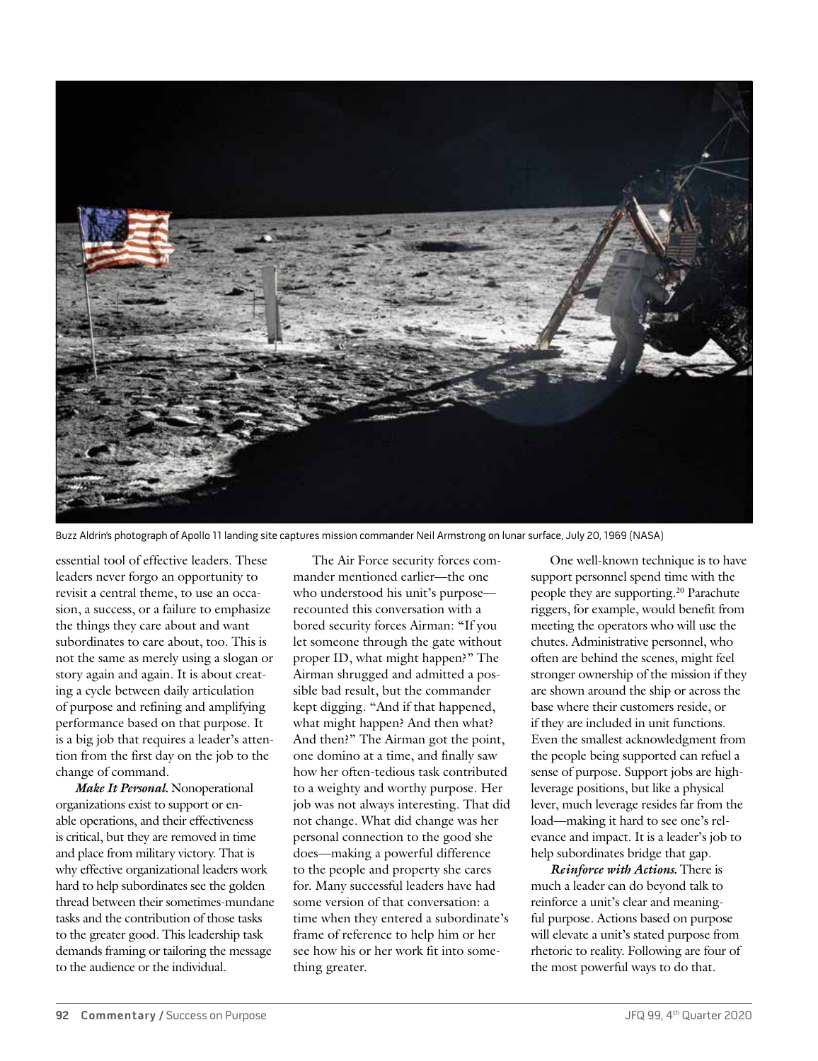Buzz Aldrin's photograph of Apollo 11 landing site captures mission commander Neil Armstrong on lunar surface, July 20, 1969 (NASA)

essential tool of effective leaders. These leaders never forgo an opportunity to revisit a central theme, to use an occasion, a success, or a failure to emphasize the things they care about and want subordinates to care about, too. This is not the same as merely using a slogan or story again and again. It is about creating a cycle between daily articulation of purpose and refining and amplifying performance based on that purpose. It is a big job that requires a leader's attention from the first day on the job to the change of command.

***Make It Personal.*** Nonoperational organizations exist to support or enable operations, and their effectiveness is critical, but they are removed in time and place from military victory. That is why effective organizational leaders work hard to help subordinates see the golden thread between their sometimes-mundane tasks and the contribution of those tasks to the greater good. This leadership task demands framing or tailoring the message to the audience or the individual.

The Air Force security forces commander mentioned earlier—the one who understood his unit's purpose—recounted this conversation with a bored security forces Airman: "If you let someone through the gate without proper ID, what might happen?" The Airman shrugged and admitted a possible bad result, but the commander kept digging. "And if that happened, what might happen? And then what? And then?" The Airman got the point, one domino at a time, and finally saw how her often-tedious task contributed to a weighty and worthy purpose. Her job was not always interesting. That did not change. What did change was her personal connection to the good she does—making a powerful difference to the people and property she cares for. Many successful leaders have had some version of that conversation: a time when they entered a subordinate's frame of reference to help him or her see how his or her work fit into something greater.

One well-known technique is to have support personnel spend time with the people they are supporting.[20] Parachute riggers, for example, would benefit from meeting the operators who will use the chutes. Administrative personnel, who often are behind the scenes, might feel stronger ownership of the mission if they are shown around the ship or across the base where their customers reside, or if they are included in unit functions. Even the smallest acknowledgment from the people being supported can refuel a sense of purpose. Support jobs are high-leverage positions, but like a physical lever, much leverage resides far from the load—making it hard to see one's relevance and impact. It is a leader's job to help subordinates bridge that gap.

***Reinforce with Actions.*** There is much a leader can do beyond talk to reinforce a unit's clear and meaningful purpose. Actions based on purpose will elevate a unit's stated purpose from rhetoric to reality. Following are four of the most powerful ways to do that.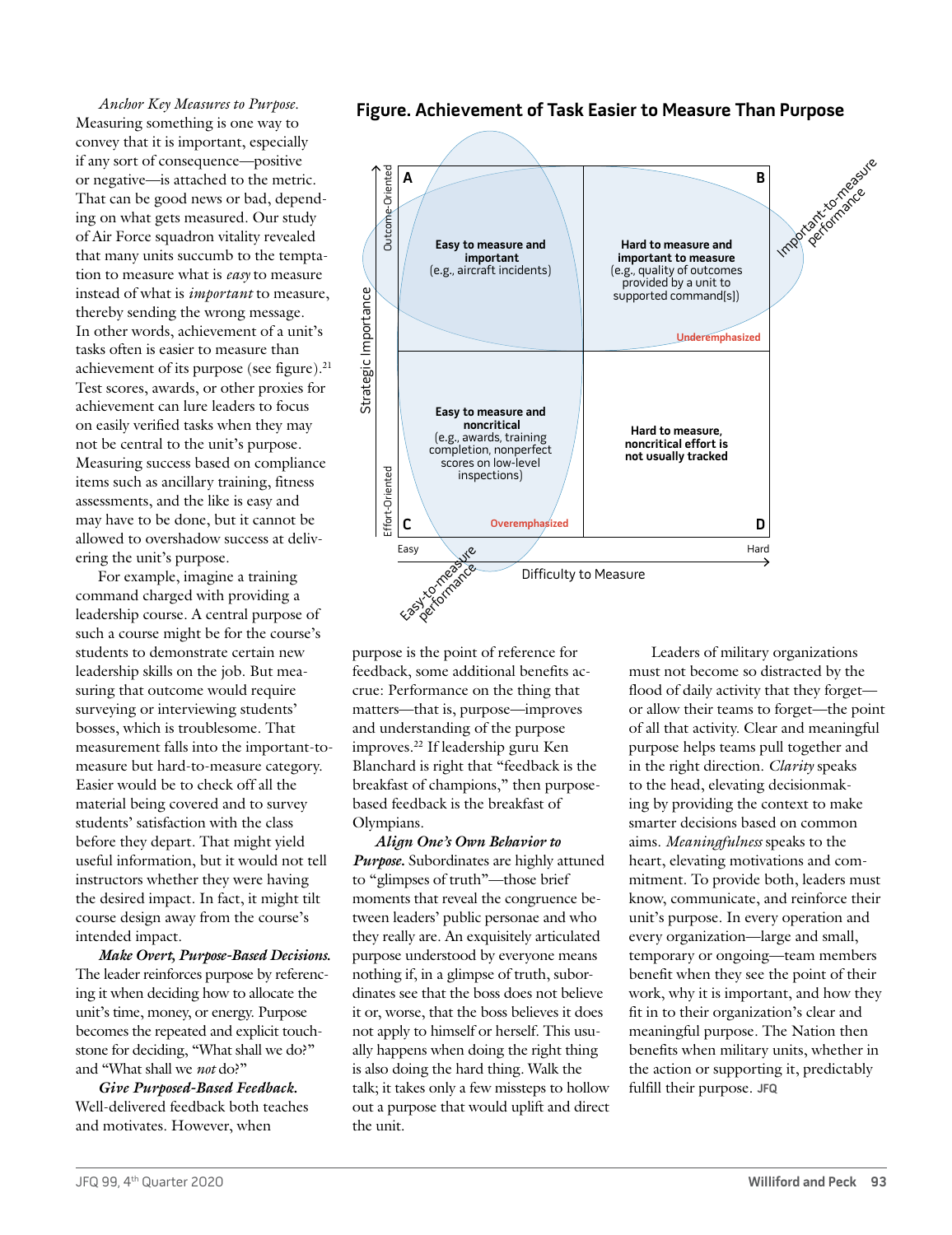*Anchor Key Measures to Purpose.* Measuring something is one way to convey that it is important, especially if any sort of consequence—positive or negative—is attached to the metric. That can be good news or bad, depending on what gets measured. Our study of Air Force squadron vitality revealed that many units succumb to the temptation to measure what is *easy* to measure instead of what is *important* to measure, thereby sending the wrong message. In other words, achievement of a unit's tasks often is easier to measure than achievement of its purpose (see figure).[21] Test scores, awards, or other proxies for achievement can lure leaders to focus on easily verified tasks when they may not be central to the unit's purpose. Measuring success based on compliance items such as ancillary training, fitness assessments, and the like is easy and may have to be done, but it cannot be allowed to overshadow success at delivering the unit's purpose.

For example, imagine a training command charged with providing a leadership course. A central purpose of such a course might be for the course's students to demonstrate certain new leadership skills on the job. But measuring that outcome would require surveying or interviewing students' bosses, which is troublesome. That measurement falls into the important-to-measure but hard-to-measure category. Easier would be to check off all the material being covered and to survey students' satisfaction with the class before they depart. That might yield useful information, but it would not tell instructors whether they were having the desired impact. In fact, it might tilt course design away from the course's intended impact.

*Make Overt, Purpose-Based Decisions.* The leader reinforces purpose by referencing it when deciding how to allocate the unit's time, money, or energy. Purpose becomes the repeated and explicit touchstone for deciding, "What shall we do?" and "What shall we *not* do?"

*Give Purposed-Based Feedback.* Well-delivered feedback both teaches and motivates. However, when purpose is the point of reference for feedback, some additional benefits accrue: Performance on the thing that matters—that is, purpose—improves and understanding of the purpose improves.[22] If leadership guru Ken Blanchard is right that "feedback is the breakfast of champions," then purpose-based feedback is the breakfast of Olympians.

*Align One's Own Behavior to Purpose.* Subordinates are highly attuned to "glimpses of truth"—those brief moments that reveal the congruence between leaders' public personae and who they really are. An exquisitely articulated purpose understood by everyone means nothing if, in a glimpse of truth, subordinates see that the boss does not believe it or, worse, that the boss believes it does not apply to himself or herself. This usually happens when doing the right thing is also doing the hard thing. Walk the talk; it takes only a few missteps to hollow out a purpose that would uplift and direct the unit.

Leaders of military organizations must not become so distracted by the flood of daily activity that they forget—or allow their teams to forget—the point of all that activity. Clear and meaningful purpose helps teams pull together and in the right direction. *Clarity* speaks to the head, elevating decisionmaking by providing the context to make smarter decisions based on common aims. *Meaningfulness* speaks to the heart, elevating motivations and commitment. To provide both, leaders must know, communicate, and reinforce their unit's purpose. In every operation and every organization—large and small, temporary or ongoing—team members benefit when they see the point of their work, why it is important, and how they fit in to their organization's clear and meaningful purpose. The Nation then benefits when military units, whether in the action or supporting it, predictably fulfill their purpose. JFQ

**Figure. Achievement of Task Easier to Measure Than Purpose**

| Strategic Importance / Difficulty to Measure | Easy | Hard |
|---|---|---|
| Outcome-Oriented | **A** — **Easy to measure and important** (e.g., aircraft incidents) | **B** — **Hard to measure and important to measure** (e.g., quality of outcomes provided by a unit to supported command[s]) — Underemphasized |
| Effort-Oriented | **C** — **Easy to measure and noncritical** (e.g., awards, training completion, nonperfect scores on low-level inspections) — Overemphasized | **D** — **Hard to measure, noncritical effort is not usually tracked** |

Easy-to-measure performance; Important-to-measure performance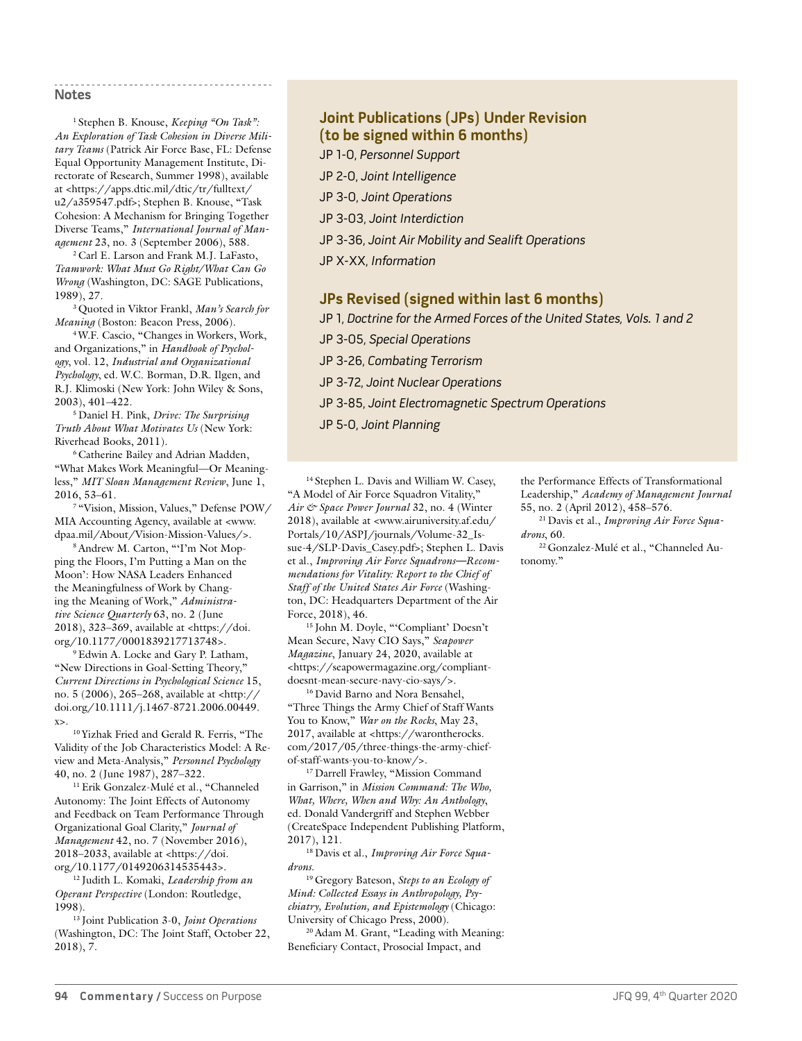## Notes

[1] Stephen B. Knouse, *Keeping "On Task": An Exploration of Task Cohesion in Diverse Military Teams* (Patrick Air Force Base, FL: Defense Equal Opportunity Management Institute, Directorate of Research, Summer 1998), available at <https://apps.dtic.mil/dtic/tr/fulltext/u2/a359547.pdf>; Stephen B. Knouse, "Task Cohesion: A Mechanism for Bringing Together Diverse Teams," *International Journal of Management* 23, no. 3 (September 2006), 588.

[2] Carl E. Larson and Frank M.J. LaFasto, *Teamwork: What Must Go Right/What Can Go Wrong* (Washington, DC: SAGE Publications, 1989), 27.

[3] Quoted in Viktor Frankl, *Man's Search for Meaning* (Boston: Beacon Press, 2006).

[4] W.F. Cascio, "Changes in Workers, Work, and Organizations," in *Handbook of Psychology*, vol. 12, *Industrial and Organizational Psychology*, ed. W.C. Borman, D.R. Ilgen, and R.J. Klimoski (New York: John Wiley & Sons, 2003), 401–422.

[5] Daniel H. Pink, *Drive: The Surprising Truth About What Motivates Us* (New York: Riverhead Books, 2011).

[6] Catherine Bailey and Adrian Madden, "What Makes Work Meaningful—Or Meaningless," *MIT Sloan Management Review*, June 1, 2016, 53–61.

[7] "Vision, Mission, Values," Defense POW/MIA Accounting Agency, available at <www.dpaa.mil/About/Vision-Mission-Values/>.

[8] Andrew M. Carton, "'I'm Not Mopping the Floors, I'm Putting a Man on the Moon': How NASA Leaders Enhanced the Meaningfulness of Work by Changing the Meaning of Work," *Administrative Science Quarterly* 63, no. 2 (June 2018), 323–369, available at <https://doi.org/10.1177/0001839217713748>.

[9] Edwin A. Locke and Gary P. Latham, "New Directions in Goal-Setting Theory," *Current Directions in Psychological Science* 15, no. 5 (2006), 265–268, available at <http://doi.org/10.1111/j.1467-8721.2006.00449.x>.

[10] Yizhak Fried and Gerald R. Ferris, "The Validity of the Job Characteristics Model: A Review and Meta-Analysis," *Personnel Psychology* 40, no. 2 (June 1987), 287–322.

[11] Erik Gonzalez-Mulé et al., "Channeled Autonomy: The Joint Effects of Autonomy and Feedback on Team Performance Through Organizational Goal Clarity," *Journal of Management* 42, no. 7 (November 2016), 2018–2033, available at <https://doi.org/10.1177/0149206314535443>.

[12] Judith L. Komaki, *Leadership from an Operant Perspective* (London: Routledge, 1998).

[13] Joint Publication 3-0, *Joint Operations* (Washington, DC: The Joint Staff, October 22, 2018), 7.

[14] Stephen L. Davis and William W. Casey, "A Model of Air Force Squadron Vitality," *Air & Space Power Journal* 32, no. 4 (Winter 2018), available at <www.airuniversity.af.edu/Portals/10/ASPJ/journals/Volume-32_Issue-4/SLP-Davis_Casey.pdf>; Stephen L. Davis et al., *Improving Air Force Squadrons—Recommendations for Vitality: Report to the Chief of Staff of the United States Air Force* (Washington, DC: Headquarters Department of the Air Force, 2018), 46.

[15] John M. Doyle, "'Compliant' Doesn't Mean Secure, Navy CIO Says," *Seapower Magazine*, January 24, 2020, available at <https://seapowermagazine.org/compliant-doesnt-mean-secure-navy-cio-says/>.

[16] David Barno and Nora Bensahel, "Three Things the Army Chief of Staff Wants You to Know," *War on the Rocks*, May 23, 2017, available at <https://warontherocks.com/2017/05/three-things-the-army-chief-of-staff-wants-you-to-know/>.

[17] Darrell Frawley, "Mission Command in Garrison," in *Mission Command: The Who, What, Where, When and Why: An Anthology*, ed. Donald Vandergriff and Stephen Webber (CreateSpace Independent Publishing Platform, 2017), 121.

[18] Davis et al., *Improving Air Force Squadrons.*

[19] Gregory Bateson, *Steps to an Ecology of Mind: Collected Essays in Anthropology, Psychiatry, Evolution, and Epistemology* (Chicago: University of Chicago Press, 2000).

[20] Adam M. Grant, "Leading with Meaning: Beneficiary Contact, Prosocial Impact, and the Performance Effects of Transformational Leadership," *Academy of Management Journal* 55, no. 2 (April 2012), 458–576.

[21] Davis et al., *Improving Air Force Squadrons*, 60.

[22] Gonzalez-Mulé et al., "Channeled Autonomy."

## Joint Publications (JPs) Under Revision (to be signed within 6 months)

JP 1-0, *Personnel Support*

JP 2-0, *Joint Intelligence*

JP 3-0, *Joint Operations*

JP 3-03, *Joint Interdiction*

JP 3-36, *Joint Air Mobility and Sealift Operations*

JP X-XX, *Information*

## JPs Revised (signed within last 6 months)

JP 1, *Doctrine for the Armed Forces of the United States, Vols. 1 and 2*

JP 3-05, *Special Operations*

JP 3-26, *Combating Terrorism*

JP 3-72, *Joint Nuclear Operations*

JP 3-85, *Joint Electromagnetic Spectrum Operations*

JP 5-0, *Joint Planning*